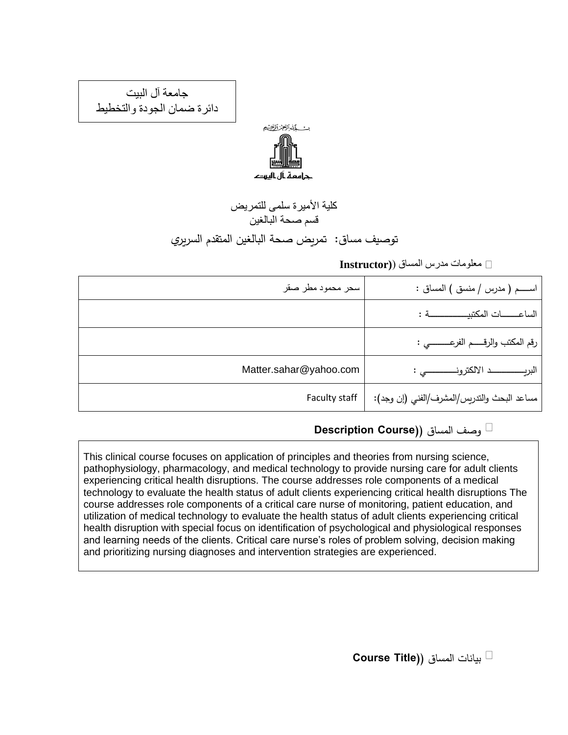جامعة آل البيت
دائرة ضمان الجودة والتخطيط

كلية الأميرة سلمى للتمريض
قسم صحة البالغين

## توصيف مساق: تمريض صحة البالغين المتقدم السريري

### معلومات مدرس المساق ((Instructor

| | |
|---|---|
| اســــم ( مدرس / منسق ) المساق : | سحر محمود مطر صقر |
| الساعــــــات المكتبيــــــــــــــة : | |
| رقم المكتب والرقـــم الفرعــــــــي : | |
| البريـــــــــــد الالكترونـــــــــــي : | Matter.sahar@yahoo.com |
| مساعد البحث والتدريس/المشرف/الفني (إن وجد): | Faculty staff |

### وصف المساق ((Description Course

This clinical course focuses on application of principles and theories from nursing science, pathophysiology, pharmacology, and medical technology to provide nursing care for adult clients experiencing critical health disruptions. The course addresses role components of a medical technology to evaluate the health status of adult clients experiencing critical health disruptions The course addresses role components of a critical care nurse of monitoring, patient education, and utilization of medical technology to evaluate the health status of adult clients experiencing critical health disruption with special focus on identification of psychological and physiological responses and learning needs of the clients. Critical care nurse's roles of problem solving, decision making and prioritizing nursing diagnoses and intervention strategies are experienced.

### بيانات المساق ((Course Title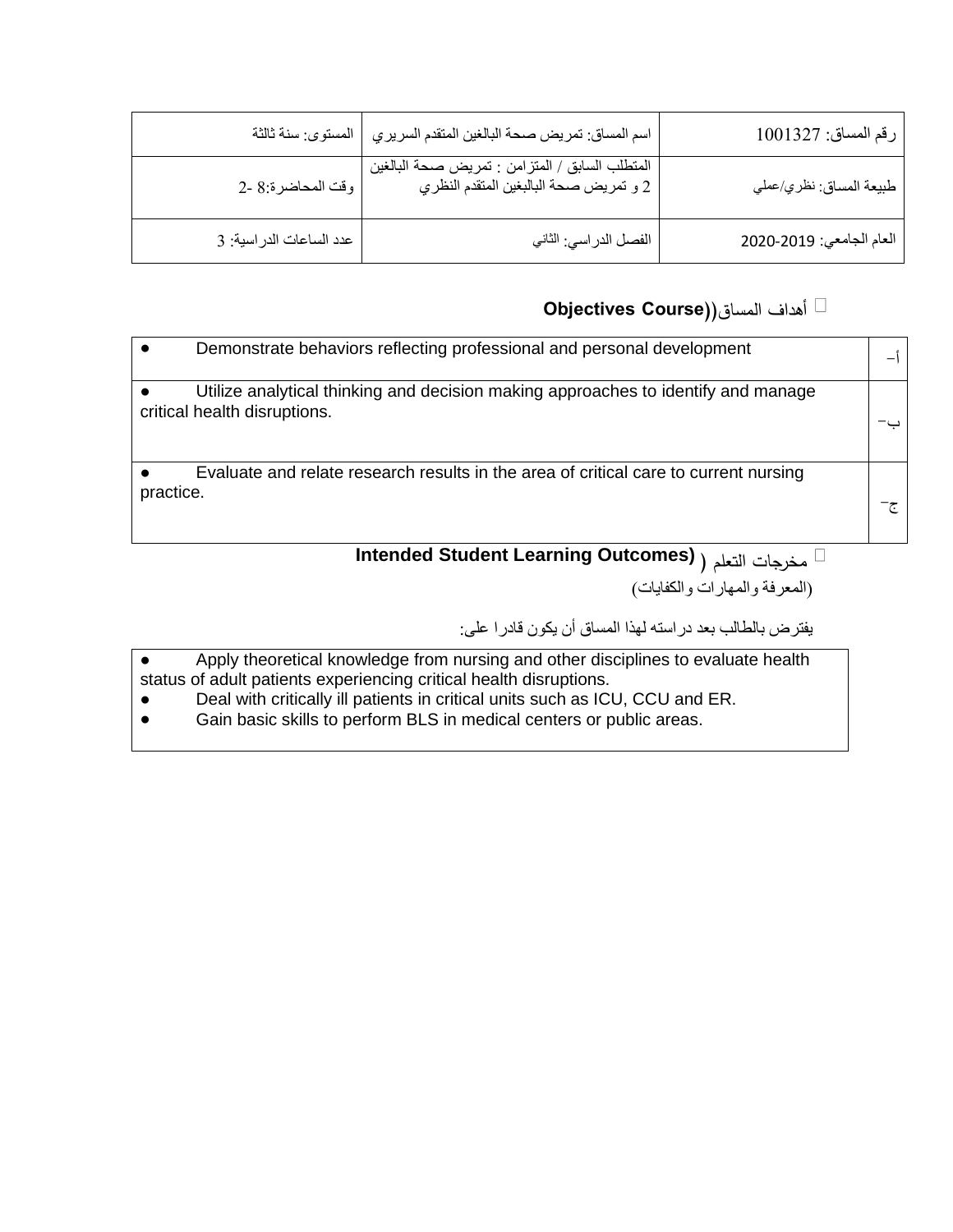| رقم المساق: 1001327 | اسم المساق: تمريض صحة البالغين المتقدم السريري | المستوى: سنة ثالثة |
|---|---|---|
| طبيعة المساق: نظري/عملي | المتطلب السابق / المتزامن : تمريض صحة البالغين 2 و تمريض صحة البالبغين المتقدم النظري | وقت المحاضرة:8 -2 |
| العام الجامعي: 2019-2020 | الفصل الدراسي: الثاني | عدد الساعات الدراسية: 3 |

## أهداف المساق((Objectives Course

| | |
|---|---|
| أ- | ● Demonstrate behaviors reflecting professional and personal development |
| ب- | ● Utilize analytical thinking and decision making approaches to identify and manage critical health disruptions. |
| ج- | ● Evaluate and relate research results in the area of critical care to current nursing practice. |

## مخرجات التعلم ( (Intended Student Learning Outcomes

(المعرفة والمهارات والكفايات)

يفترض بالطالب بعد دراسته لهذا المساق أن يكون قادرا على:

- Apply theoretical knowledge from nursing and other disciplines to evaluate health status of adult patients experiencing critical health disruptions.
- Deal with critically ill patients in critical units such as ICU, CCU and ER.
- Gain basic skills to perform BLS in medical centers or public areas.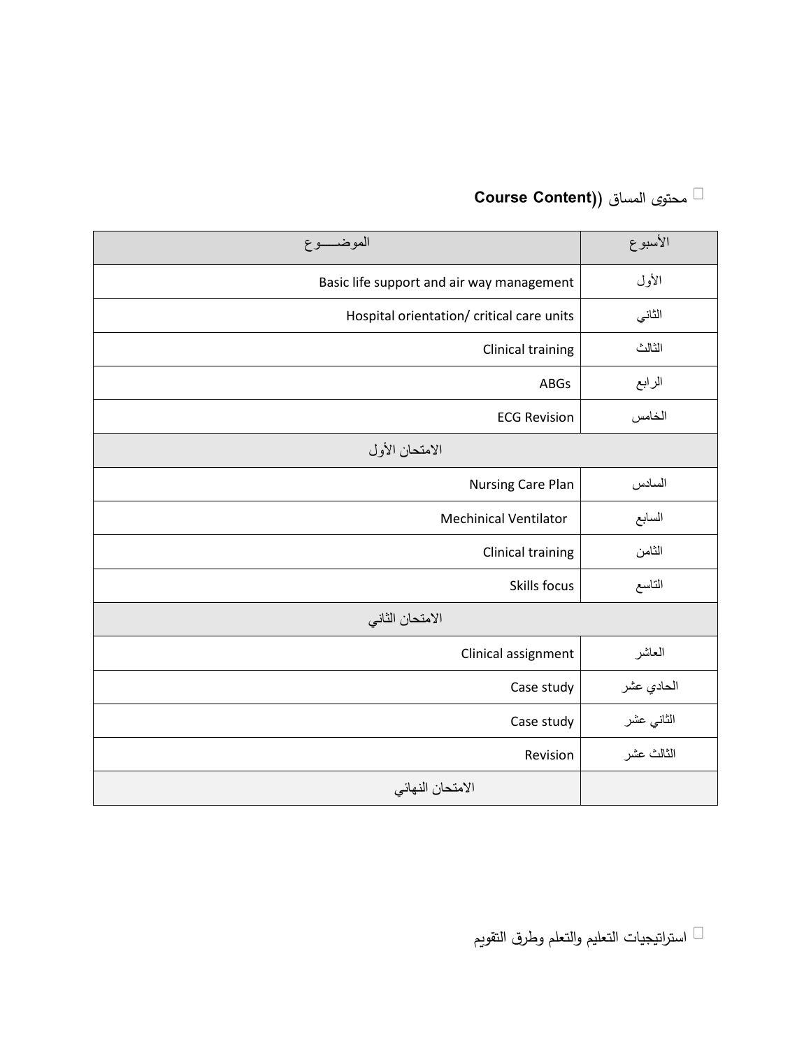## محتوى المساق (Course Content)

| الأسبوع | الموضـــــوع |
| --- | --- |
| الأول | Basic life support and air way management |
| الثاني | Hospital orientation/ critical care units |
| الثالث | Clinical training |
| الرابع | ABGs |
| الخامس | ECG Revision |
| | الامتحان الأول |
| السادس | Nursing Care Plan |
| السابع | Mechinical Ventilator |
| الثامن | Clinical training |
| التاسع | Skills focus |
| | الامتحان الثاني |
| العاشر | Clinical assignment |
| الحادي عشر | Case study |
| الثاني عشر | Case study |
| الثالث عشر | Revision |
| | الامتحان النهائي |

## استراتيجيات التعليم والتعلم وطرق التقويم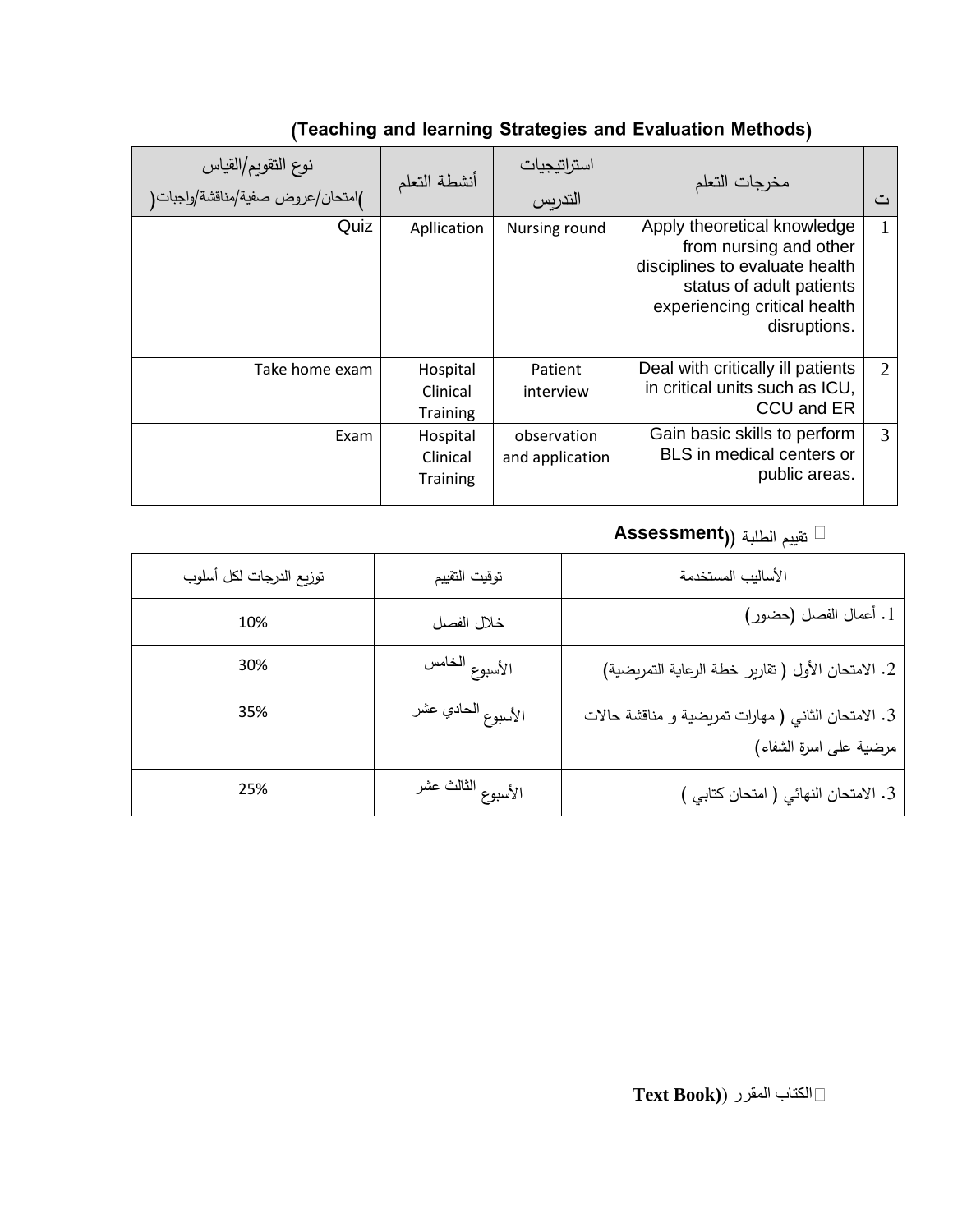## (Teaching and learning Strategies and Evaluation Methods)

| ت | مخرجات التعلم | استراتيجيات التدريس | أنشطة التعلم | نوع التقويم/القياس (امتحان/عروض صفية/مناقشة/واجبات) |
|---|---|---|---|---|
| 1 | Apply theoretical knowledge from nursing and other disciplines to evaluate health status of adult patients experiencing critical health disruptions. | Nursing round | Apllication | Quiz |
| 2 | Deal with critically ill patients in critical units such as ICU, CCU and ER | Patient interview | Hospital Clinical Training | Take home exam |
| 3 | Gain basic skills to perform BLS in medical centers or public areas. | observation and application | Hospital Clinical Training | Exam |

## تقييم الطلبة (Assessment)

| الأساليب المستخدمة | توقيت التقييم | توزيع الدرجات لكل أسلوب |
|---|---|---|
| 1. أعمال الفصل (حضور) | خلال الفصل | 10% |
| 2. الامتحان الأول ( تقارير خطة الرعاية التمريضية) | الأسبوع الخامس | 30% |
| 3. الامتحان الثاني ( مهارات تمريضية و مناقشة حالات مرضية على اسرة الشفاء) | الأسبوع الحادي عشر | 35% |
| 3. الامتحان النهائي ( امتحان كتابي ) | الأسبوع الثالث عشر | 25% |

## الكتاب المقرر (Text Book)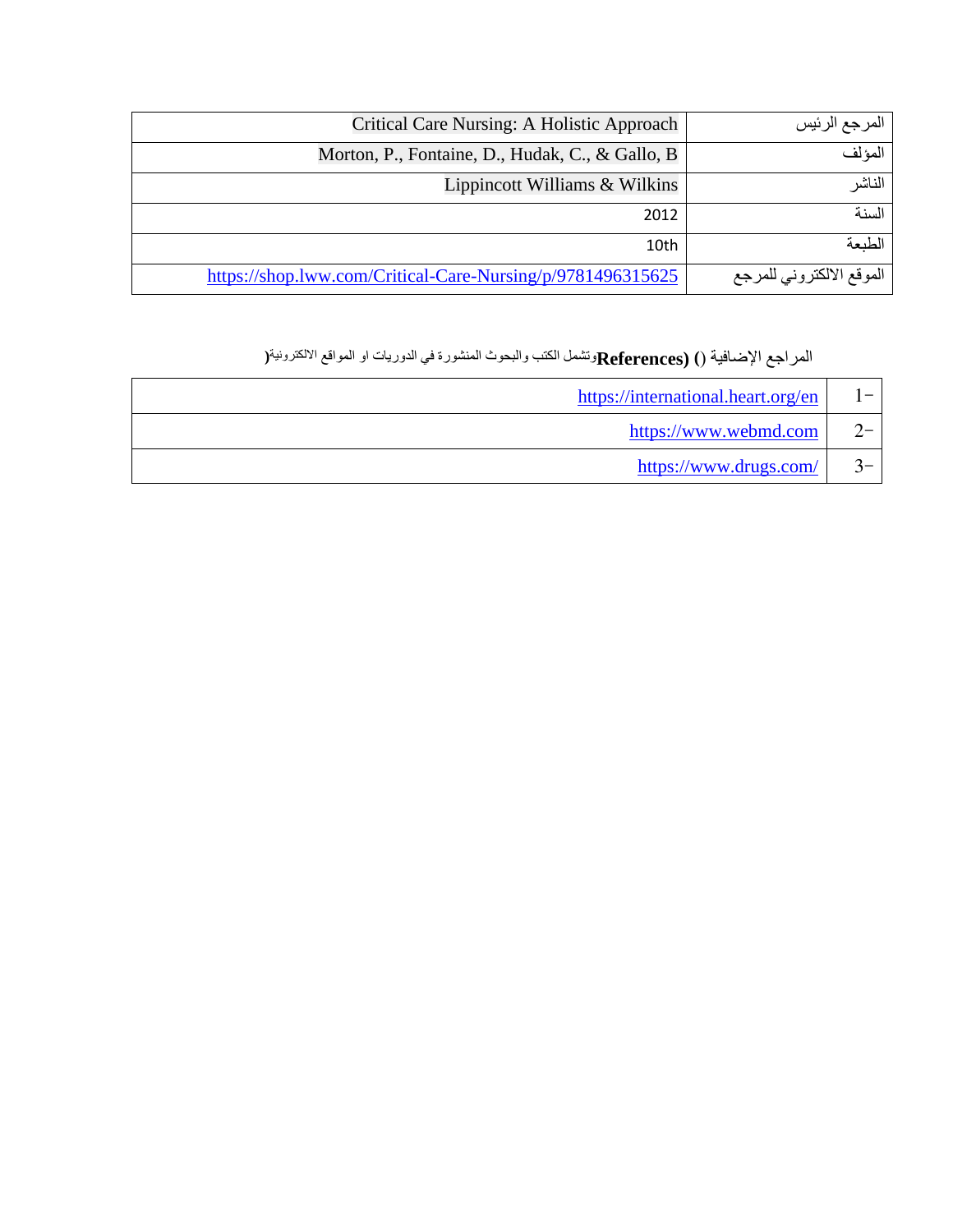| | |
|---|---|
| المرجع الرئيس | Critical Care Nursing: A Holistic Approach |
| المؤلف | Morton, P., Fontaine, D., Hudak, C., & Gallo, B |
| الناشر | Lippincott Williams & Wilkins |
| السنة | 2012 |
| الطبعة | 10th |
| الموقع الالكتروني للمرجع | https://shop.lww.com/Critical-Care-Nursing/p/9781496315625 |

المراجع الإضافية () **(References)** وتشمل الكتب والبحوث المنشورة في الدوريات او المواقع الالكترونية(

| | |
|---|---|
| 1- | https://international.heart.org/en |
| 2- | https://www.webmd.com |
| 3- | https://www.drugs.com/ |